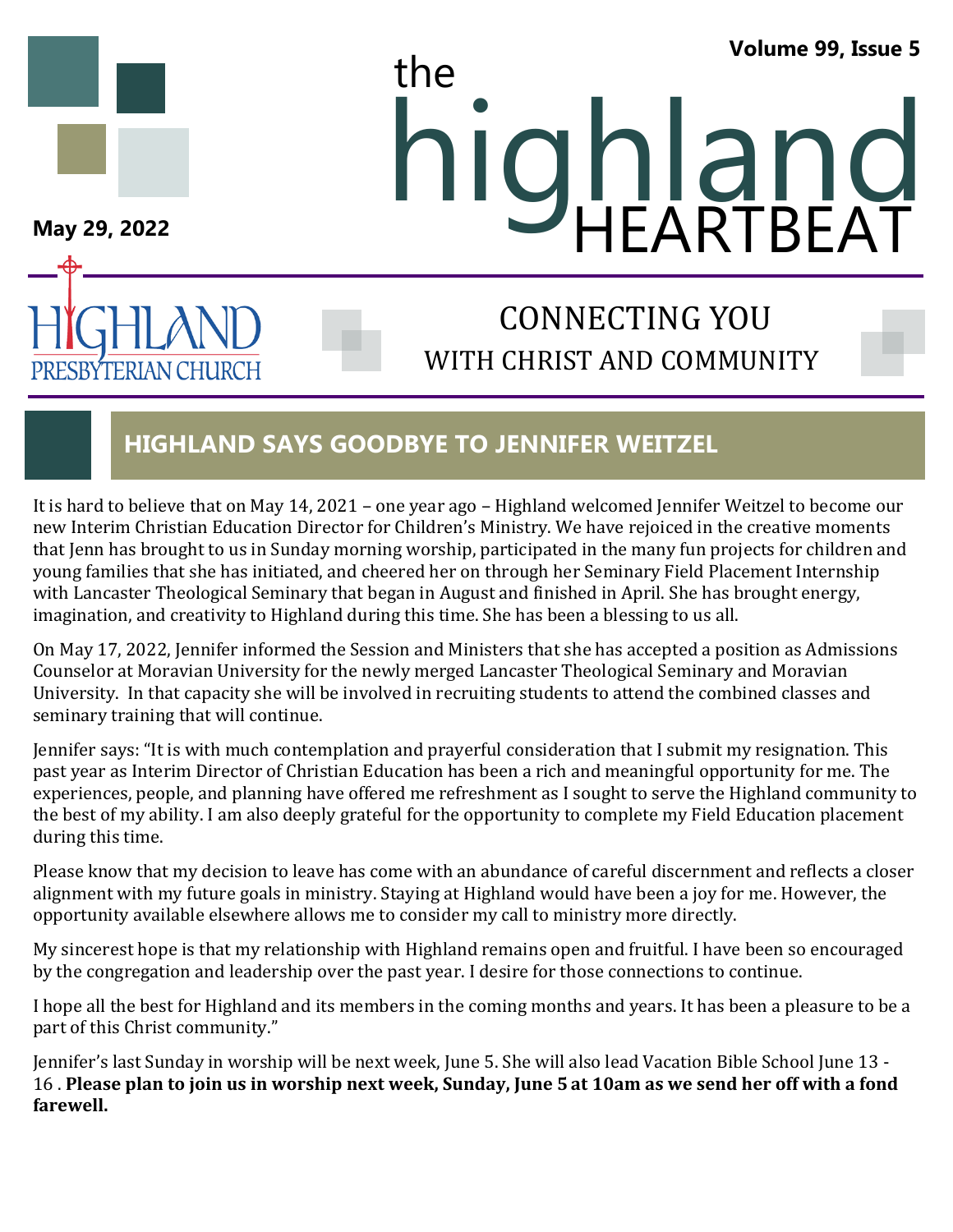# the highland HEARTBEAT

**Volume 99, Issue 5**

**May 29, 2022**

HIGHLAND PRESBYTERIAN CHURCH

CONNECTING YOU WITH CHRIST AND COMMUNITY

## HIGHLAND SAYS GOODBYE TO JENNIFER WEITZEL

It is hard to believe that on May 14, 2021 – one year ago – Highland welcomed Jennifer Weitzel to become our new Interim Christian Education Director for Children's Ministry. We have rejoiced in the creative moments that Jenn has brought to us in Sunday morning worship, participated in the many fun projects for children and young families that she has initiated, and cheered her on through her Seminary Field Placement Internship with Lancaster Theological Seminary that began in August and finished in April. She has brought energy, imagination, and creativity to Highland during this time. She has been a blessing to us all.

On May 17, 2022, Jennifer informed the Session and Ministers that she has accepted a position as Admissions Counselor at Moravian University for the newly merged Lancaster Theological Seminary and Moravian University. In that capacity she will be involved in recruiting students to attend the combined classes and seminary training that will continue.

Jennifer says: "It is with much contemplation and prayerful consideration that I submit my resignation. This past year as Interim Director of Christian Education has been a rich and meaningful opportunity for me. The experiences, people, and planning have offered me refreshment as I sought to serve the Highland community to the best of my ability. I am also deeply grateful for the opportunity to complete my Field Education placement during this time.

Please know that my decision to leave has come with an abundance of careful discernment and reflects a closer alignment with my future goals in ministry. Staying at Highland would have been a joy for me. However, the opportunity available elsewhere allows me to consider my call to ministry more directly.

My sincerest hope is that my relationship with Highland remains open and fruitful. I have been so encouraged by the congregation and leadership over the past year. I desire for those connections to continue.

I hope all the best for Highland and its members in the coming months and years. It has been a pleasure to be a part of this Christ community."

Jennifer's last Sunday in worship will be next week, June 5. She will also lead Vacation Bible School June 13 - 16 . **Please plan to join us in worship next week, Sunday, June 5 at 10am as we send her off with a fond farewell.**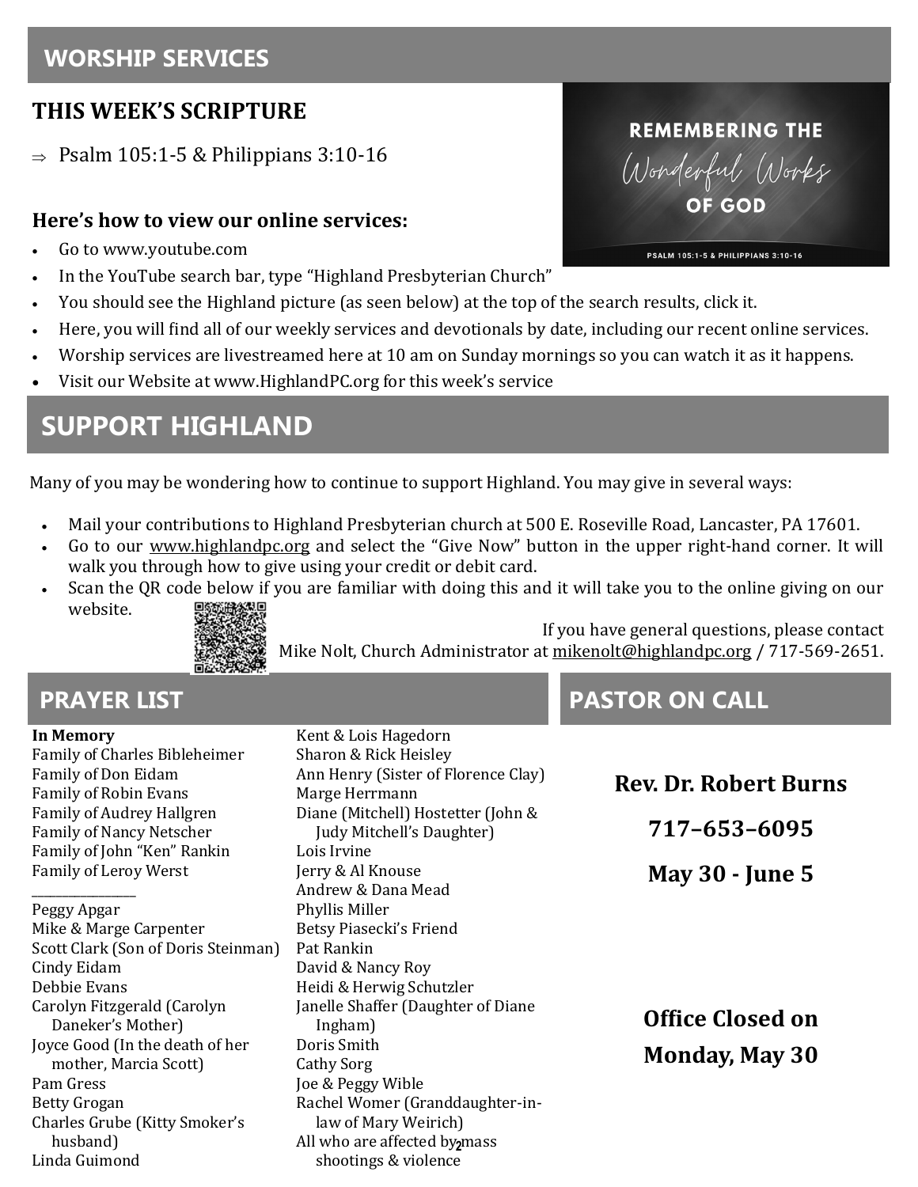## WORSHIP SERVICES

### THIS WEEK'S SCRIPTURE

⇒ Psalm 105:1-5 & Philippians 3:10-16

REMEMBERING THE *Wonderful Works* OF GOD

PSALM 105:1-5 & PHILIPPIANS 3:10-16

**Here's how to view our online services:**

- Go to www.youtube.com
- In the YouTube search bar, type "Highland Presbyterian Church"
- You should see the Highland picture (as seen below) at the top of the search results, click it.
- Here, you will find all of our weekly services and devotionals by date, including our recent online services.
- Worship services are livestreamed here at 10 am on Sunday mornings so you can watch it as it happens.
- Visit our Website at www.HighlandPC.org for this week's service

## SUPPORT HIGHLAND

Many of you may be wondering how to continue to support Highland. You may give in several ways:

- Mail your contributions to Highland Presbyterian church at 500 E. Roseville Road, Lancaster, PA 17601.
- Go to our www.highlandpc.org and select the "Give Now" button in the upper right-hand corner. It will walk you through how to give using your credit or debit card.
- Scan the QR code below if you are familiar with doing this and it will take you to the online giving on our website.

If you have general questions, please contact Mike Nolt, Church Administrator at mikenolt@highlandpc.org / 717-569-2651.

## PRAYER LIST

**In Memory**
Family of Charles Bibleheimer
Family of Don Eidam
Family of Robin Evans
Family of Audrey Hallgren
Family of Nancy Netscher
Family of John "Ken" Rankin
Family of Leroy Werst

---

Peggy Apgar
Mike & Marge Carpenter
Scott Clark (Son of Doris Steinman)
Cindy Eidam
Debbie Evans
Carolyn Fitzgerald (Carolyn Daneker's Mother)
Joyce Good (In the death of her mother, Marcia Scott)
Pam Gress
Betty Grogan
Charles Grube (Kitty Smoker's husband)
Linda Guimond
Kent & Lois Hagedorn
Sharon & Rick Heisley
Ann Henry (Sister of Florence Clay)
Marge Herrmann
Diane (Mitchell) Hostetter (John & Judy Mitchell's Daughter)
Lois Irvine
Jerry & Al Knouse
Andrew & Dana Mead
Phyllis Miller
Betsy Piasecki's Friend
Pat Rankin
David & Nancy Roy
Heidi & Herwig Schutzler
Janelle Shaffer (Daughter of Diane Ingham)
Doris Smith
Cathy Sorg
Joe & Peggy Wible
Rachel Womer (Granddaughter-in-law of Mary Weirich)
All who are affected by mass shootings & violence

## PASTOR ON CALL

**Rev. Dr. Robert Burns**

**717–653–6095**

**May 30 - June 5**

**Office Closed on Monday, May 30**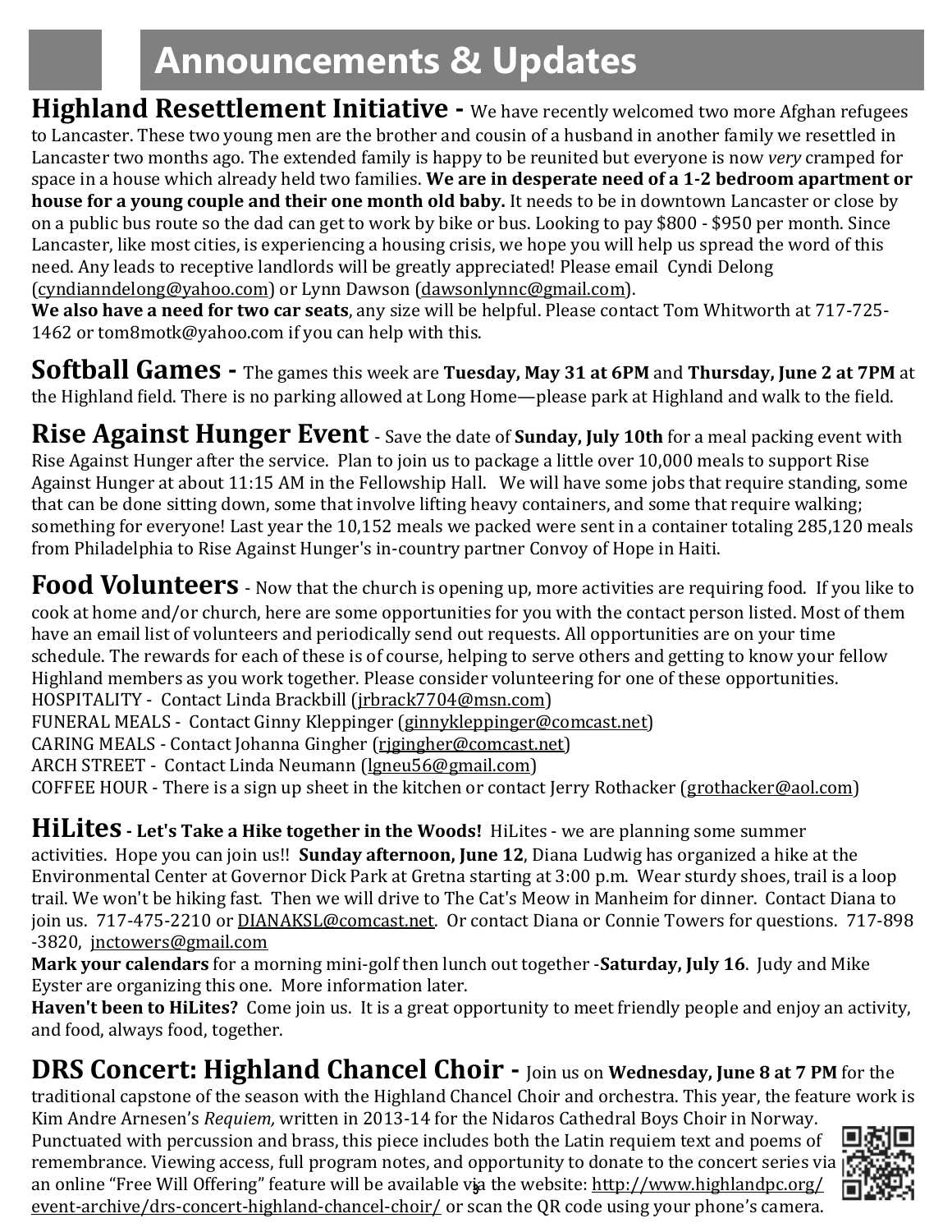# Announcements & Updates

**Highland Resettlement Initiative -** We have recently welcomed two more Afghan refugees to Lancaster. These two young men are the brother and cousin of a husband in another family we resettled in Lancaster two months ago. The extended family is happy to be reunited but everyone is now *very* cramped for space in a house which already held two families. **We are in desperate need of a 1-2 bedroom apartment or house for a young couple and their one month old baby.** It needs to be in downtown Lancaster or close by on a public bus route so the dad can get to work by bike or bus. Looking to pay $800 - $950 per month. Since Lancaster, like most cities, is experiencing a housing crisis, we hope you will help us spread the word of this need. Any leads to receptive landlords will be greatly appreciated! Please email Cyndi Delong (cyndianndelong@yahoo.com) or Lynn Dawson (dawsonlynnc@gmail.com).
**We also have a need for two car seats**, any size will be helpful. Please contact Tom Whitworth at 717-725-1462 or tom8motk@yahoo.com if you can help with this.

**Softball Games -** The games this week are **Tuesday, May 31 at 6PM** and **Thursday, June 2 at 7PM** at the Highland field. There is no parking allowed at Long Home—please park at Highland and walk to the field.

**Rise Against Hunger Event** - Save the date of **Sunday, July 10th** for a meal packing event with Rise Against Hunger after the service. Plan to join us to package a little over 10,000 meals to support Rise Against Hunger at about 11:15 AM in the Fellowship Hall. We will have some jobs that require standing, some that can be done sitting down, some that involve lifting heavy containers, and some that require walking; something for everyone! Last year the 10,152 meals we packed were sent in a container totaling 285,120 meals from Philadelphia to Rise Against Hunger's in-country partner Convoy of Hope in Haiti.

**Food Volunteers** - Now that the church is opening up, more activities are requiring food. If you like to cook at home and/or church, here are some opportunities for you with the contact person listed. Most of them have an email list of volunteers and periodically send out requests. All opportunities are on your time schedule. The rewards for each of these is of course, helping to serve others and getting to know your fellow Highland members as you work together. Please consider volunteering for one of these opportunities.
HOSPITALITY - Contact Linda Brackbill (jrbrack7704@msn.com)
FUNERAL MEALS - Contact Ginny Kleppinger (ginnykleppinger@comcast.net)
CARING MEALS - Contact Johanna Gingher (rjgingher@comcast.net)
ARCH STREET - Contact Linda Neumann (lgneu56@gmail.com)
COFFEE HOUR - There is a sign up sheet in the kitchen or contact Jerry Rothacker (grothacker@aol.com)

**HiLites - Let's Take a Hike together in the Woods!** HiLites - we are planning some summer activities. Hope you can join us!! **Sunday afternoon, June 12**, Diana Ludwig has organized a hike at the Environmental Center at Governor Dick Park at Gretna starting at 3:00 p.m. Wear sturdy shoes, trail is a loop trail. We won't be hiking fast. Then we will drive to The Cat's Meow in Manheim for dinner. Contact Diana to join us. 717-475-2210 or DIANAKSL@comcast.net. Or contact Diana or Connie Towers for questions. 717-898-3820, jnctowers@gmail.com
**Mark your calendars** for a morning mini-golf then lunch out together -**Saturday, July 16**. Judy and Mike Eyster are organizing this one. More information later.
**Haven't been to HiLites?** Come join us. It is a great opportunity to meet friendly people and enjoy an activity, and food, always food, together.

**DRS Concert: Highland Chancel Choir -** Join us on **Wednesday, June 8 at 7 PM** for the traditional capstone of the season with the Highland Chancel Choir and orchestra. This year, the feature work is Kim Andre Arnesen's *Requiem,* written in 2013-14 for the Nidaros Cathedral Boys Choir in Norway. Punctuated with percussion and brass, this piece includes both the Latin requiem text and poems of remembrance. Viewing access, full program notes, and opportunity to donate to the concert series via an online "Free Will Offering" feature will be available via the website: http://www.highlandpc.org/event-archive/drs-concert-highland-chancel-choir/ or scan the QR code using your phone's camera.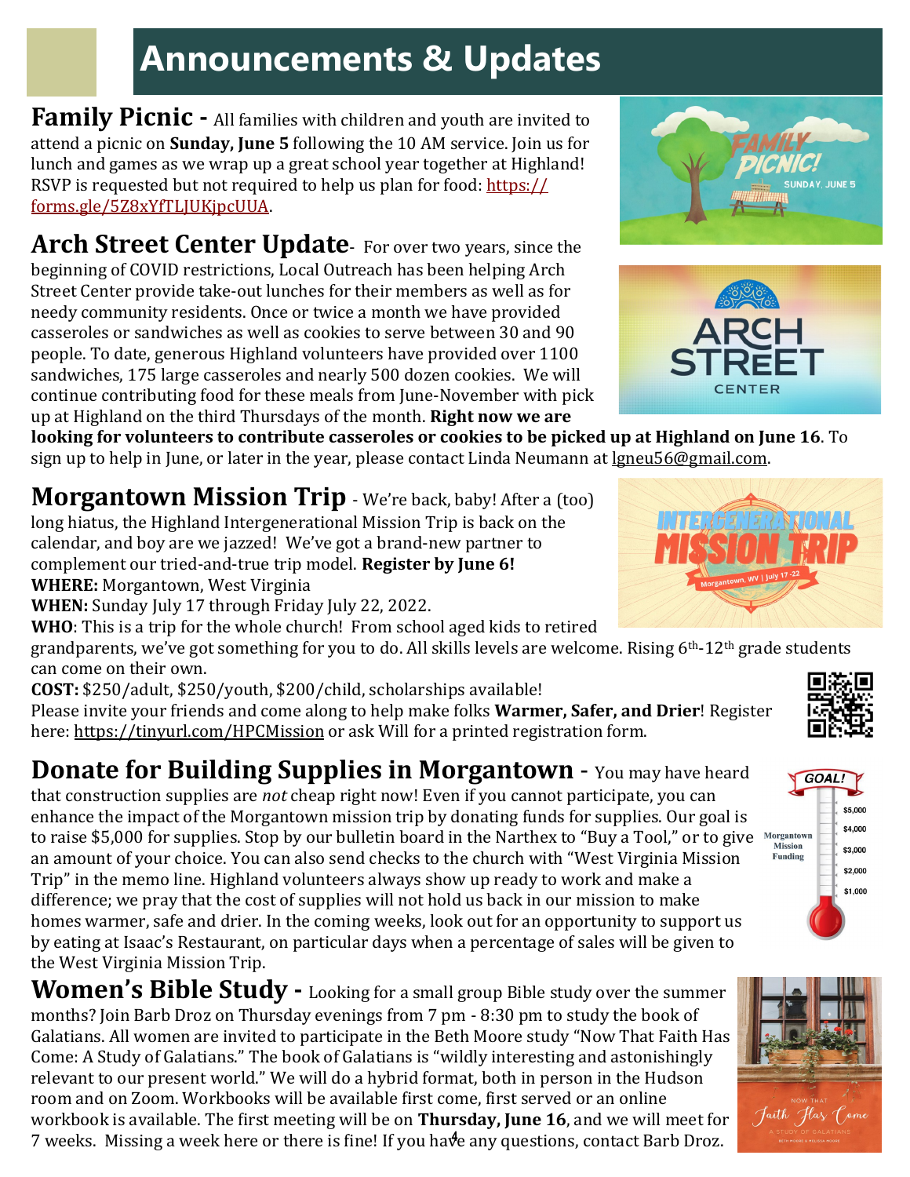# Announcements & Updates

**Family Picnic -** All families with children and youth are invited to attend a picnic on **Sunday, June 5** following the 10 AM service. Join us for lunch and games as we wrap up a great school year together at Highland! RSVP is requested but not required to help us plan for food: https://forms.gle/5Z8xYfTLJUKjpcUUA.

**Arch Street Center Update**- For over two years, since the beginning of COVID restrictions, Local Outreach has been helping Arch Street Center provide take-out lunches for their members as well as for needy community residents. Once or twice a month we have provided casseroles or sandwiches as well as cookies to serve between 30 and 90 people. To date, generous Highland volunteers have provided over 1100 sandwiches, 175 large casseroles and nearly 500 dozen cookies. We will continue contributing food for these meals from June-November with pick up at Highland on the third Thursdays of the month. **Right now we are looking for volunteers to contribute casseroles or cookies to be picked up at Highland on June 16**. To sign up to help in June, or later in the year, please contact Linda Neumann at lgneu56@gmail.com.

**Morgantown Mission Trip** - We're back, baby! After a (too) long hiatus, the Highland Intergenerational Mission Trip is back on the calendar, and boy are we jazzed! We've got a brand-new partner to complement our tried-and-true trip model. **Register by June 6!**

**WHERE:** Morgantown, West Virginia

**WHEN:** Sunday July 17 through Friday July 22, 2022.

**WHO**: This is a trip for the whole church! From school aged kids to retired grandparents, we've got something for you to do. All skills levels are welcome. Rising 6th-12th grade students can come on their own.

**COST:** $250/adult, $250/youth, $200/child, scholarships available!

Please invite your friends and come along to help make folks **Warmer, Safer, and Drier**! Register here: https://tinyurl.com/HPCMission or ask Will for a printed registration form.

**Donate for Building Supplies in Morgantown -** You may have heard that construction supplies are *not* cheap right now! Even if you cannot participate, you can enhance the impact of the Morgantown mission trip by donating funds for supplies. Our goal is to raise $5,000 for supplies. Stop by our bulletin board in the Narthex to "Buy a Tool," or to give an amount of your choice. You can also send checks to the church with "West Virginia Mission Trip" in the memo line. Highland volunteers always show up ready to work and make a difference; we pray that the cost of supplies will not hold us back in our mission to make homes warmer, safe and drier. In the coming weeks, look out for an opportunity to support us by eating at Isaac's Restaurant, on particular days when a percentage of sales will be given to the West Virginia Mission Trip.

GOAL!
Morgantown Mission Funding
$5,000
$4,000
$3,000
$2,000
$1,000

**Women's Bible Study -** Looking for a small group Bible study over the summer months? Join Barb Droz on Thursday evenings from 7 pm - 8:30 pm to study the book of Galatians. All women are invited to participate in the Beth Moore study "Now That Faith Has Come: A Study of Galatians." The book of Galatians is "wildly interesting and astonishingly relevant to our present world." We will do a hybrid format, both in person in the Hudson room and on Zoom. Workbooks will be available first come, first served or an online workbook is available. The first meeting will be on **Thursday, June 16**, and we will meet for 7 weeks. Missing a week here or there is fine! If you have any questions, contact Barb Droz.